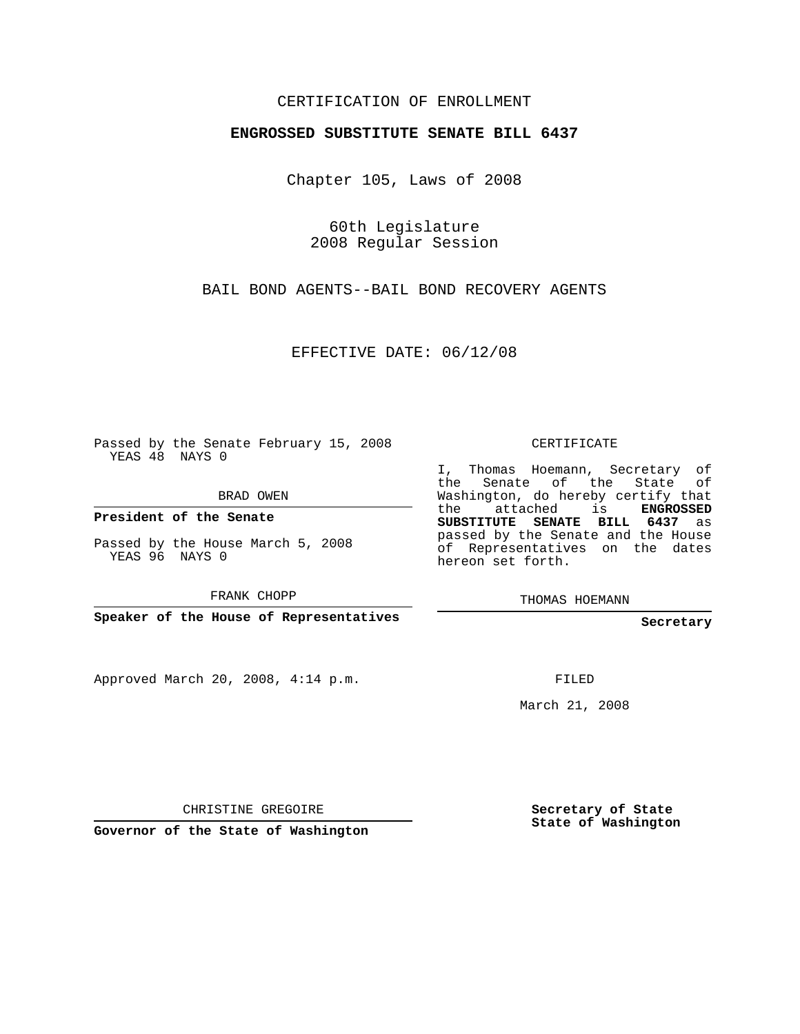CERTIFICATION OF ENROLLMENT

**ENGROSSED SUBSTITUTE SENATE BILL 6437**

Chapter 105, Laws of 2008

60th Legislature
2008 Regular Session

BAIL BOND AGENTS--BAIL BOND RECOVERY AGENTS

EFFECTIVE DATE: 06/12/08

Passed by the Senate February 15, 2008
YEAS 48 NAYS 0

BRAD OWEN

**President of the Senate**

Passed by the House March 5, 2008
YEAS 96 NAYS 0

FRANK CHOPP

**Speaker of the House of Representatives**

Approved March 20, 2008, 4:14 p.m.

CHRISTINE GREGOIRE

**Governor of the State of Washington**

CERTIFICATE

I, Thomas Hoemann, Secretary of the Senate of the State of Washington, do hereby certify that the attached is **ENGROSSED SUBSTITUTE SENATE BILL 6437** as passed by the Senate and the House of Representatives on the dates hereon set forth.

THOMAS HOEMANN

**Secretary**

FILED

March 21, 2008

**Secretary of State**
**State of Washington**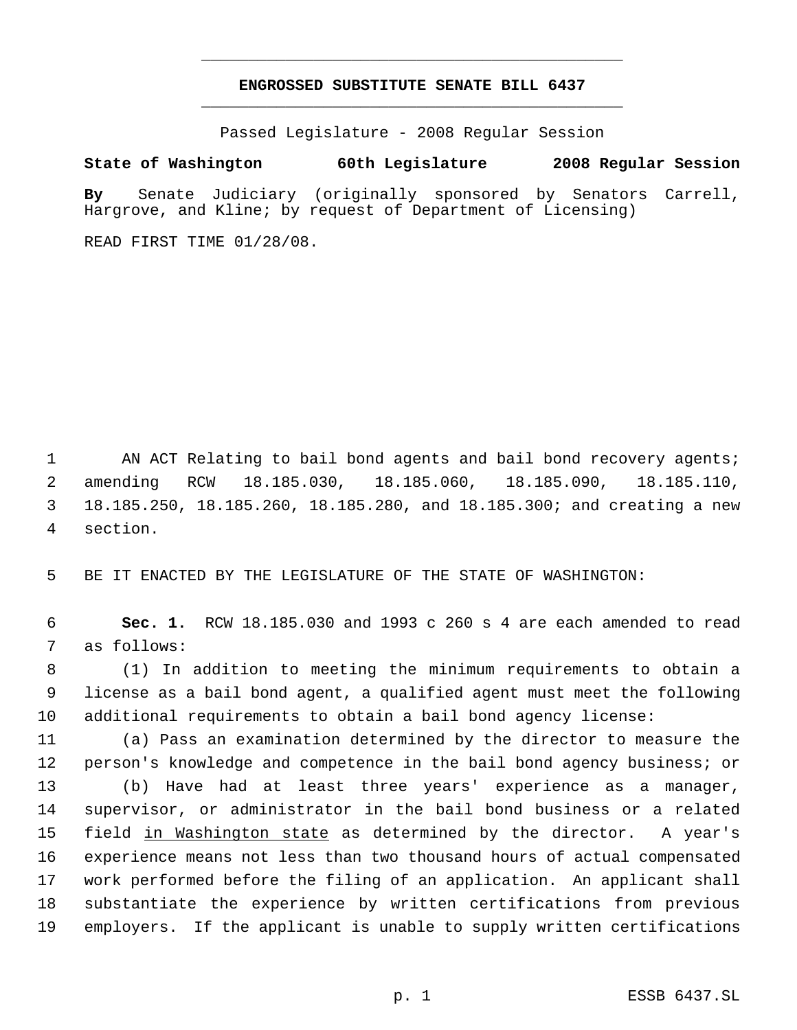**ENGROSSED SUBSTITUTE SENATE BILL 6437**

Passed Legislature - 2008 Regular Session

**State of Washington 60th Legislature 2008 Regular Session**

**By** Senate Judiciary (originally sponsored by Senators Carrell, Hargrove, and Kline; by request of Department of Licensing)

READ FIRST TIME 01/28/08.

AN ACT Relating to bail bond agents and bail bond recovery agents; amending RCW 18.185.030, 18.185.060, 18.185.090, 18.185.110, 18.185.250, 18.185.260, 18.185.280, and 18.185.300; and creating a new section.

BE IT ENACTED BY THE LEGISLATURE OF THE STATE OF WASHINGTON:

**Sec. 1.** RCW 18.185.030 and 1993 c 260 s 4 are each amended to read as follows:

(1) In addition to meeting the minimum requirements to obtain a license as a bail bond agent, a qualified agent must meet the following additional requirements to obtain a bail bond agency license:

(a) Pass an examination determined by the director to measure the person's knowledge and competence in the bail bond agency business; or

(b) Have had at least three years' experience as a manager, supervisor, or administrator in the bail bond business or a related field <u>in Washington state</u> as determined by the director. A year's experience means not less than two thousand hours of actual compensated work performed before the filing of an application. An applicant shall substantiate the experience by written certifications from previous employers. If the applicant is unable to supply written certifications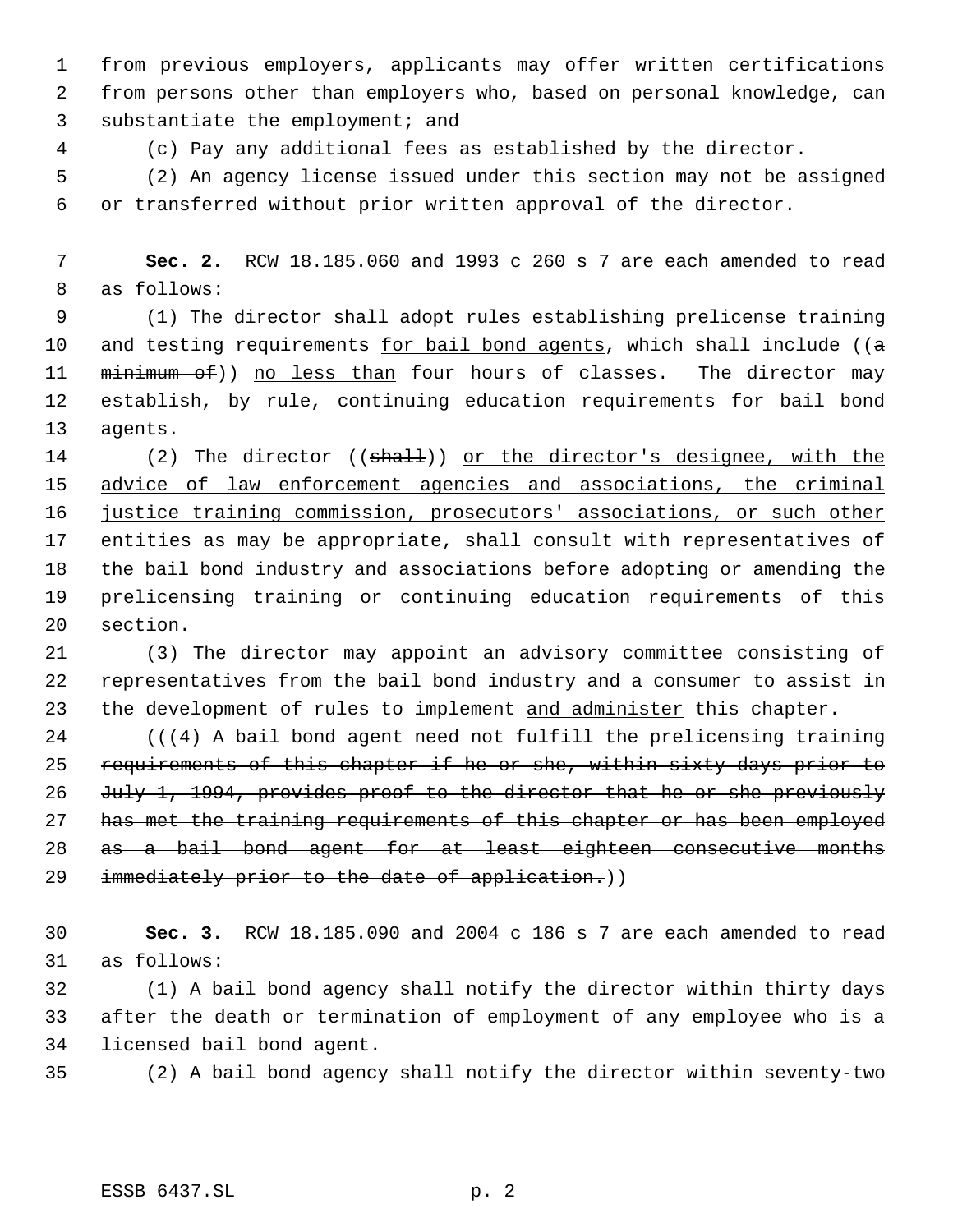from previous employers, applicants may offer written certifications from persons other than employers who, based on personal knowledge, can substantiate the employment; and

(c) Pay any additional fees as established by the director.

(2) An agency license issued under this section may not be assigned or transferred without prior written approval of the director.

**Sec. 2.** RCW 18.185.060 and 1993 c 260 s 7 are each amended to read as follows:

(1) The director shall adopt rules establishing prelicense training and testing requirements <u>for bail bond agents</u>, which shall include ((~~a minimum of~~)) <u>no less than</u> four hours of classes. The director may establish, by rule, continuing education requirements for bail bond agents.

(2) The director ((~~shall~~)) <u>or the director's designee, with the advice of law enforcement agencies and associations, the criminal justice training commission, prosecutors' associations, or such other entities as may be appropriate, shall</u> consult with <u>representatives of</u> the bail bond industry <u>and associations</u> before adopting or amending the prelicensing training or continuing education requirements of this section.

(3) The director may appoint an advisory committee consisting of representatives from the bail bond industry and a consumer to assist in the development of rules to implement <u>and administer</u> this chapter.

((~~(4) A bail bond agent need not fulfill the prelicensing training requirements of this chapter if he or she, within sixty days prior to July 1, 1994, provides proof to the director that he or she previously has met the training requirements of this chapter or has been employed as a bail bond agent for at least eighteen consecutive months immediately prior to the date of application.~~))

**Sec. 3.** RCW 18.185.090 and 2004 c 186 s 7 are each amended to read as follows:

(1) A bail bond agency shall notify the director within thirty days after the death or termination of employment of any employee who is a licensed bail bond agent.

(2) A bail bond agency shall notify the director within seventy-two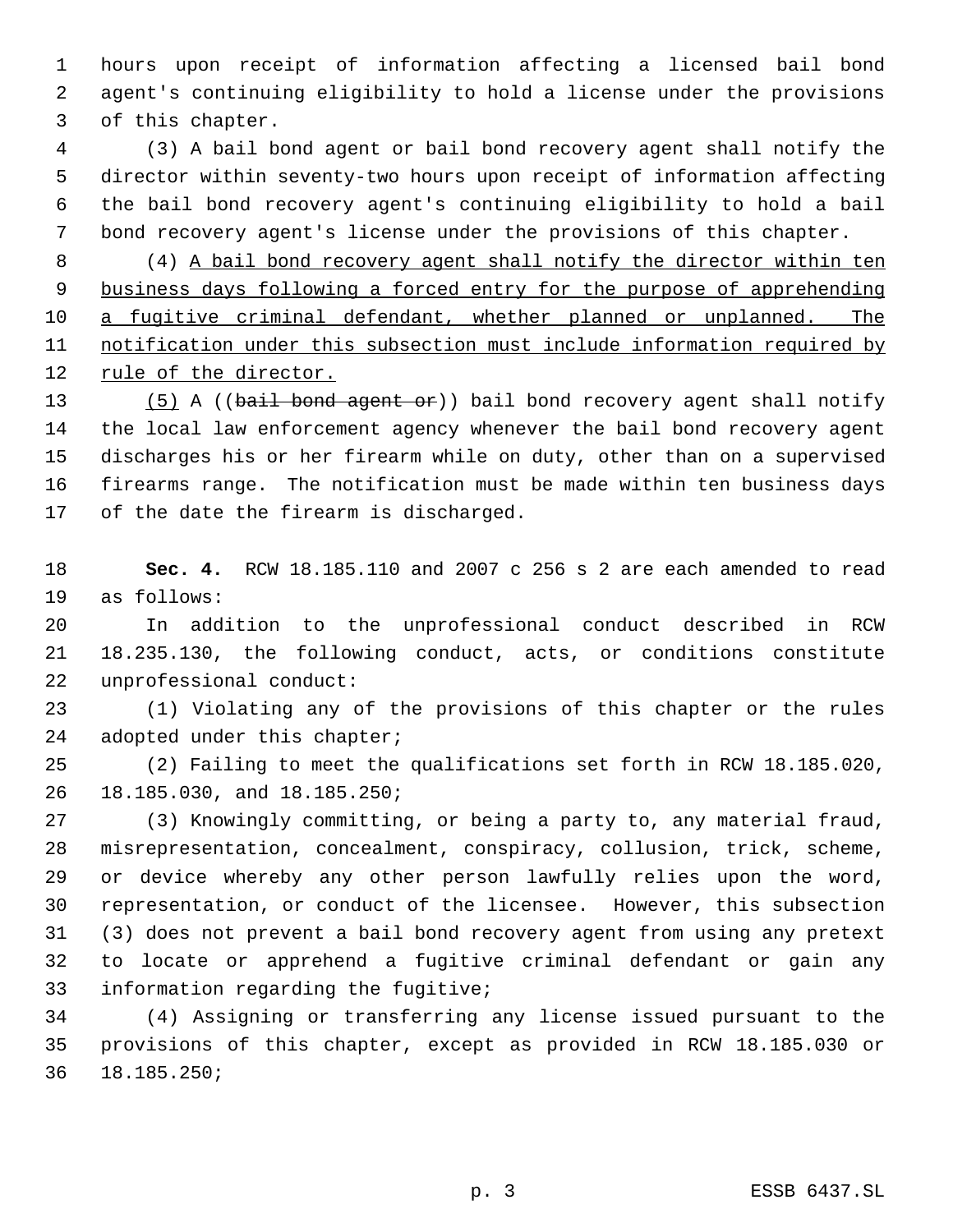hours upon receipt of information affecting a licensed bail bond agent's continuing eligibility to hold a license under the provisions of this chapter.

(3) A bail bond agent or bail bond recovery agent shall notify the director within seventy-two hours upon receipt of information affecting the bail bond recovery agent's continuing eligibility to hold a bail bond recovery agent's license under the provisions of this chapter.

(4) <u>A bail bond recovery agent shall notify the director within ten business days following a forced entry for the purpose of apprehending a fugitive criminal defendant, whether planned or unplanned. The notification under this subsection must include information required by rule of the director.</u>

<u>(5)</u> A ((~~bail bond agent or~~)) bail bond recovery agent shall notify the local law enforcement agency whenever the bail bond recovery agent discharges his or her firearm while on duty, other than on a supervised firearms range. The notification must be made within ten business days of the date the firearm is discharged.

**Sec. 4.** RCW 18.185.110 and 2007 c 256 s 2 are each amended to read as follows:

In addition to the unprofessional conduct described in RCW 18.235.130, the following conduct, acts, or conditions constitute unprofessional conduct:

(1) Violating any of the provisions of this chapter or the rules adopted under this chapter;

(2) Failing to meet the qualifications set forth in RCW 18.185.020, 18.185.030, and 18.185.250;

(3) Knowingly committing, or being a party to, any material fraud, misrepresentation, concealment, conspiracy, collusion, trick, scheme, or device whereby any other person lawfully relies upon the word, representation, or conduct of the licensee. However, this subsection (3) does not prevent a bail bond recovery agent from using any pretext to locate or apprehend a fugitive criminal defendant or gain any information regarding the fugitive;

(4) Assigning or transferring any license issued pursuant to the provisions of this chapter, except as provided in RCW 18.185.030 or 18.185.250;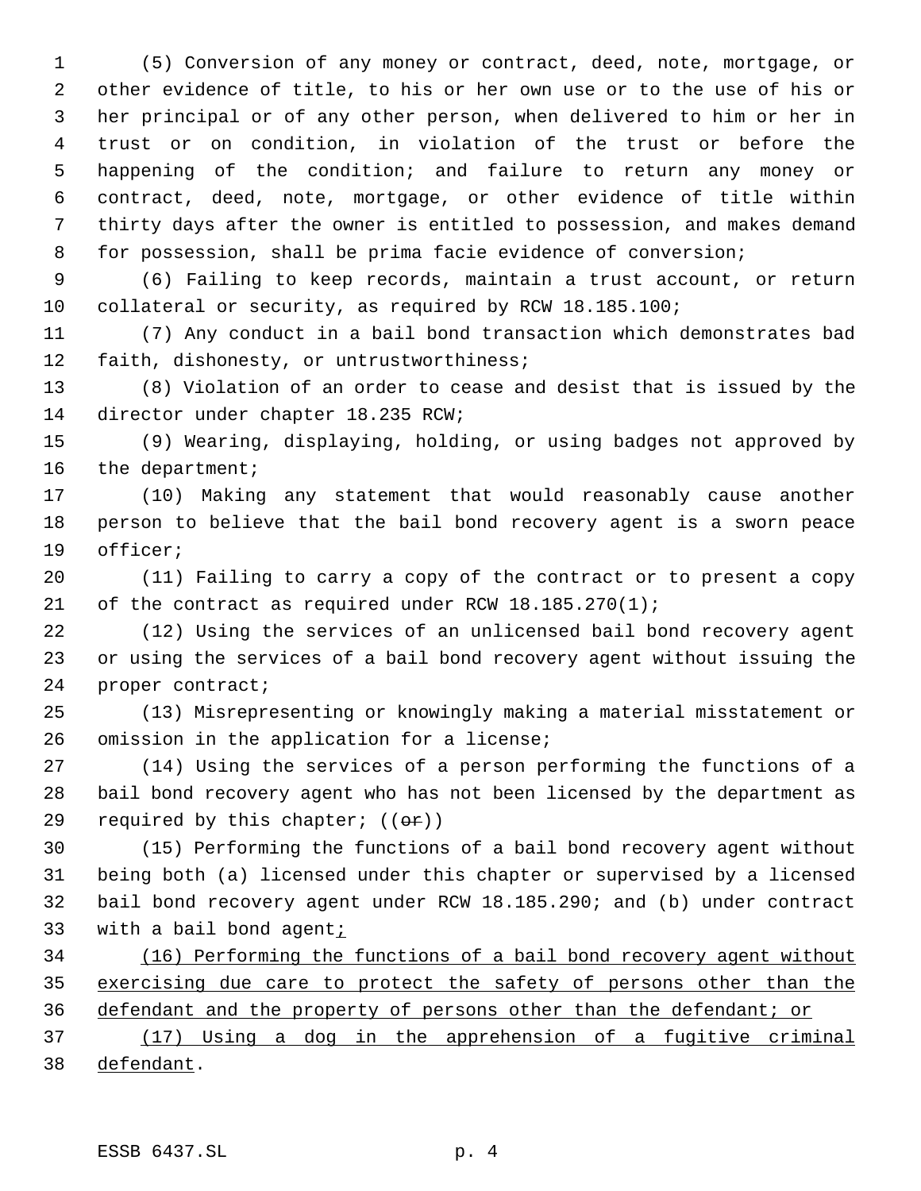(5) Conversion of any money or contract, deed, note, mortgage, or other evidence of title, to his or her own use or to the use of his or her principal or of any other person, when delivered to him or her in trust or on condition, in violation of the trust or before the happening of the condition; and failure to return any money or contract, deed, note, mortgage, or other evidence of title within thirty days after the owner is entitled to possession, and makes demand for possession, shall be prima facie evidence of conversion;

(6) Failing to keep records, maintain a trust account, or return collateral or security, as required by RCW 18.185.100;

(7) Any conduct in a bail bond transaction which demonstrates bad faith, dishonesty, or untrustworthiness;

(8) Violation of an order to cease and desist that is issued by the director under chapter 18.235 RCW;

(9) Wearing, displaying, holding, or using badges not approved by the department;

(10) Making any statement that would reasonably cause another person to believe that the bail bond recovery agent is a sworn peace officer;

(11) Failing to carry a copy of the contract or to present a copy of the contract as required under RCW 18.185.270(1);

(12) Using the services of an unlicensed bail bond recovery agent or using the services of a bail bond recovery agent without issuing the proper contract;

(13) Misrepresenting or knowingly making a material misstatement or omission in the application for a license;

(14) Using the services of a person performing the functions of a bail bond recovery agent who has not been licensed by the department as required by this chapter; ((~~or~~))

(15) Performing the functions of a bail bond recovery agent without being both (a) licensed under this chapter or supervised by a licensed bail bond recovery agent under RCW 18.185.290; and (b) under contract with a bail bond agent<u>;</u>

<u>(16) Performing the functions of a bail bond recovery agent without exercising due care to protect the safety of persons other than the defendant and the property of persons other than the defendant; or</u>

<u>(17) Using a dog in the apprehension of a fugitive criminal defendant</u>.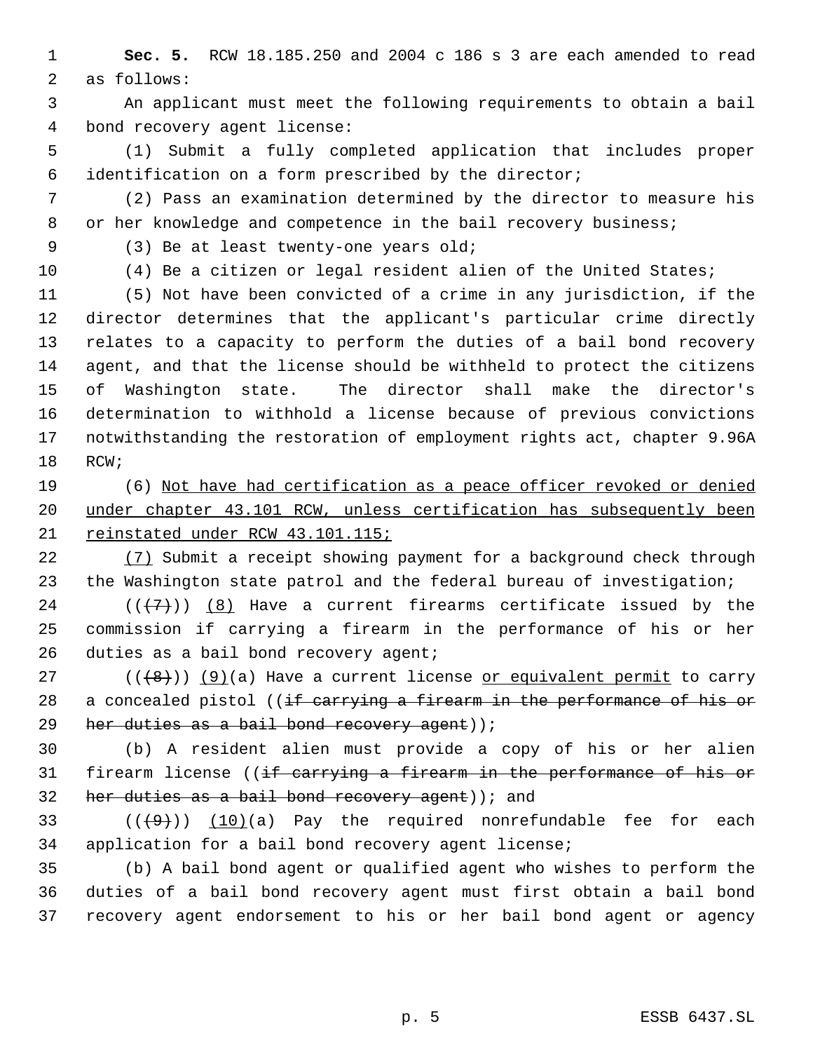**Sec. 5.** RCW 18.185.250 and 2004 c 186 s 3 are each amended to read as follows:

An applicant must meet the following requirements to obtain a bail bond recovery agent license:

(1) Submit a fully completed application that includes proper identification on a form prescribed by the director;

(2) Pass an examination determined by the director to measure his or her knowledge and competence in the bail recovery business;

(3) Be at least twenty-one years old;

(4) Be a citizen or legal resident alien of the United States;

(5) Not have been convicted of a crime in any jurisdiction, if the director determines that the applicant's particular crime directly relates to a capacity to perform the duties of a bail bond recovery agent, and that the license should be withheld to protect the citizens of Washington state. The director shall make the director's determination to withhold a license because of previous convictions notwithstanding the restoration of employment rights act, chapter 9.96A RCW;

(6) Not have had certification as a peace officer revoked or denied under chapter 43.101 RCW, unless certification has subsequently been reinstated under RCW 43.101.115;

(7) Submit a receipt showing payment for a background check through the Washington state patrol and the federal bureau of investigation;

(((7))) (8) Have a current firearms certificate issued by the commission if carrying a firearm in the performance of his or her duties as a bail bond recovery agent;

(((8))) (9)(a) Have a current license or equivalent permit to carry a concealed pistol ((if carrying a firearm in the performance of his or her duties as a bail bond recovery agent));

(b) A resident alien must provide a copy of his or her alien firearm license ((if carrying a firearm in the performance of his or her duties as a bail bond recovery agent)); and

(((9))) (10)(a) Pay the required nonrefundable fee for each application for a bail bond recovery agent license;

(b) A bail bond agent or qualified agent who wishes to perform the duties of a bail bond recovery agent must first obtain a bail bond recovery agent endorsement to his or her bail bond agent or agency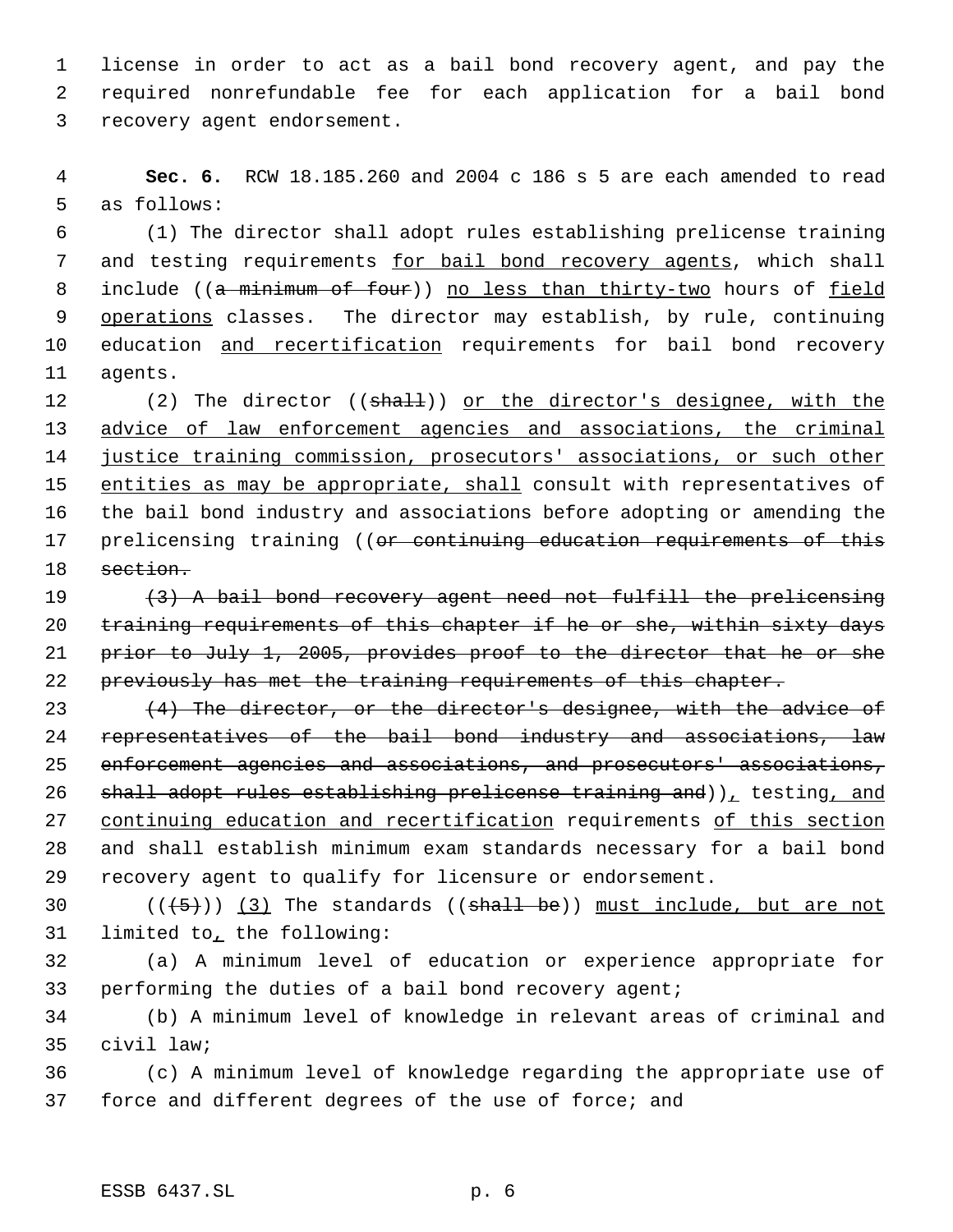license in order to act as a bail bond recovery agent, and pay the required nonrefundable fee for each application for a bail bond recovery agent endorsement.

**Sec. 6.** RCW 18.185.260 and 2004 c 186 s 5 are each amended to read as follows:

(1) The director shall adopt rules establishing prelicense training and testing requirements <u>for bail bond recovery agents</u>, which shall include ((~~a minimum of four~~)) <u>no less than thirty-two</u> hours of <u>field operations</u> classes. The director may establish, by rule, continuing education <u>and recertification</u> requirements for bail bond recovery agents.

(2) The director ((~~shall~~)) <u>or the director's designee, with the advice of law enforcement agencies and associations, the criminal justice training commission, prosecutors' associations, or such other entities as may be appropriate, shall</u> consult with representatives of the bail bond industry and associations before adopting or amending the prelicensing training ((~~or continuing education requirements of this section.~~

~~(3) A bail bond recovery agent need not fulfill the prelicensing training requirements of this chapter if he or she, within sixty days prior to July 1, 2005, provides proof to the director that he or she previously has met the training requirements of this chapter.~~

~~(4) The director, or the director's designee, with the advice of representatives of the bail bond industry and associations, law enforcement agencies and associations, and prosecutors' associations, shall adopt rules establishing prelicense training and~~))<u>,</u> testing<u>, and continuing education and recertification</u> requirements <u>of this section</u> and shall establish minimum exam standards necessary for a bail bond recovery agent to qualify for licensure or endorsement.

((~~(5)~~)) <u>(3)</u> The standards ((~~shall be~~)) <u>must include, but are not</u> limited to<u>,</u> the following:

(a) A minimum level of education or experience appropriate for performing the duties of a bail bond recovery agent;

(b) A minimum level of knowledge in relevant areas of criminal and civil law;

(c) A minimum level of knowledge regarding the appropriate use of force and different degrees of the use of force; and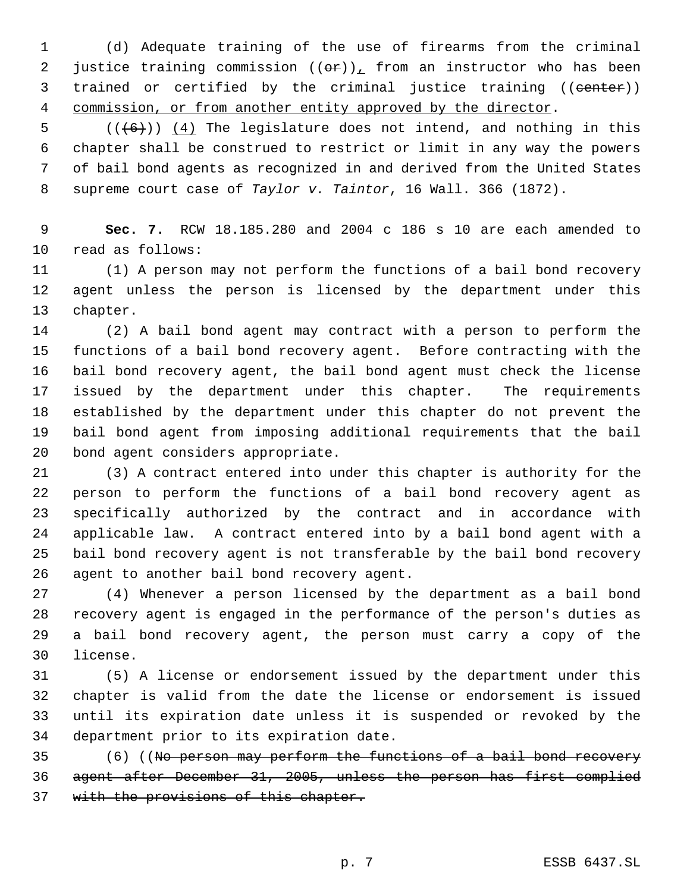(d) Adequate training of the use of firearms from the criminal justice training commission ((~~or~~))<u>,</u> from an instructor who has been trained or certified by the criminal justice training ((~~center~~)) <u>commission, or from another entity approved by the director</u>.

((~~(6)~~)) <u>(4)</u> The legislature does not intend, and nothing in this chapter shall be construed to restrict or limit in any way the powers of bail bond agents as recognized in and derived from the United States supreme court case of *Taylor v. Taintor*, 16 Wall. 366 (1872).

**Sec. 7.** RCW 18.185.280 and 2004 c 186 s 10 are each amended to read as follows:

(1) A person may not perform the functions of a bail bond recovery agent unless the person is licensed by the department under this chapter.

(2) A bail bond agent may contract with a person to perform the functions of a bail bond recovery agent. Before contracting with the bail bond recovery agent, the bail bond agent must check the license issued by the department under this chapter. The requirements established by the department under this chapter do not prevent the bail bond agent from imposing additional requirements that the bail bond agent considers appropriate.

(3) A contract entered into under this chapter is authority for the person to perform the functions of a bail bond recovery agent as specifically authorized by the contract and in accordance with applicable law. A contract entered into by a bail bond agent with a bail bond recovery agent is not transferable by the bail bond recovery agent to another bail bond recovery agent.

(4) Whenever a person licensed by the department as a bail bond recovery agent is engaged in the performance of the person's duties as a bail bond recovery agent, the person must carry a copy of the license.

(5) A license or endorsement issued by the department under this chapter is valid from the date the license or endorsement is issued until its expiration date unless it is suspended or revoked by the department prior to its expiration date.

(6) ((~~No person may perform the functions of a bail bond recovery agent after December 31, 2005, unless the person has first complied with the provisions of this chapter.~~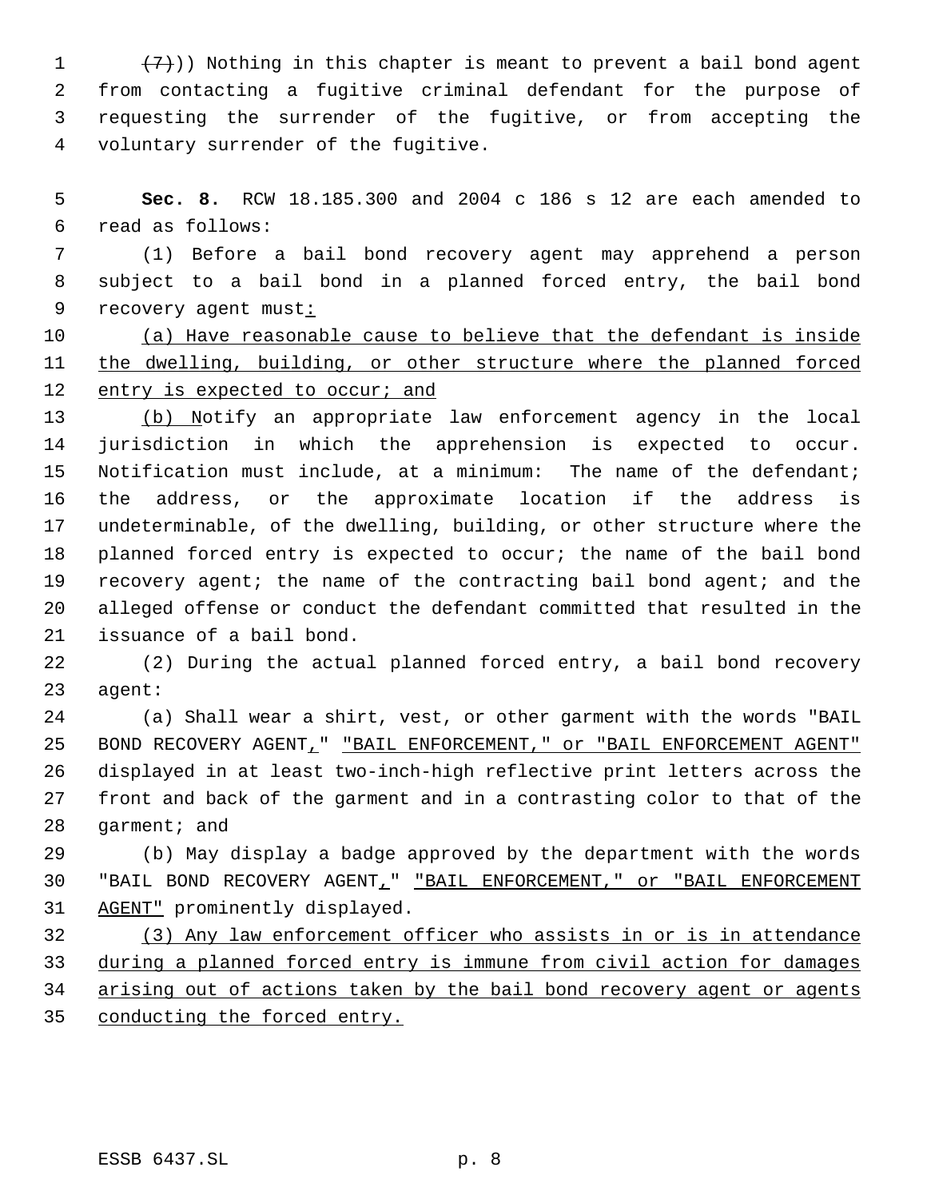((~~(7)~~)) Nothing in this chapter is meant to prevent a bail bond agent from contacting a fugitive criminal defendant for the purpose of requesting the surrender of the fugitive, or from accepting the voluntary surrender of the fugitive.

**Sec. 8.** RCW 18.185.300 and 2004 c 186 s 12 are each amended to read as follows:

(1) Before a bail bond recovery agent may apprehend a person subject to a bail bond in a planned forced entry, the bail bond recovery agent must<u>:</u>

<u>(a) Have reasonable cause to believe that the defendant is inside the dwelling, building, or other structure where the planned forced entry is expected to occur; and</u>

<u>(b) N</u>otify an appropriate law enforcement agency in the local jurisdiction in which the apprehension is expected to occur. Notification must include, at a minimum: The name of the defendant; the address, or the approximate location if the address is undeterminable, of the dwelling, building, or other structure where the planned forced entry is expected to occur; the name of the bail bond recovery agent; the name of the contracting bail bond agent; and the alleged offense or conduct the defendant committed that resulted in the issuance of a bail bond.

(2) During the actual planned forced entry, a bail bond recovery agent:

(a) Shall wear a shirt, vest, or other garment with the words "BAIL BOND RECOVERY AGENT<u>,</u>" <u>"BAIL ENFORCEMENT," or "BAIL ENFORCEMENT AGENT"</u> displayed in at least two-inch-high reflective print letters across the front and back of the garment and in a contrasting color to that of the garment; and

(b) May display a badge approved by the department with the words "BAIL BOND RECOVERY AGENT<u>,</u>" <u>"BAIL ENFORCEMENT," or "BAIL ENFORCEMENT AGENT"</u> prominently displayed.

<u>(3) Any law enforcement officer who assists in or is in attendance during a planned forced entry is immune from civil action for damages arising out of actions taken by the bail bond recovery agent or agents conducting the forced entry.</u>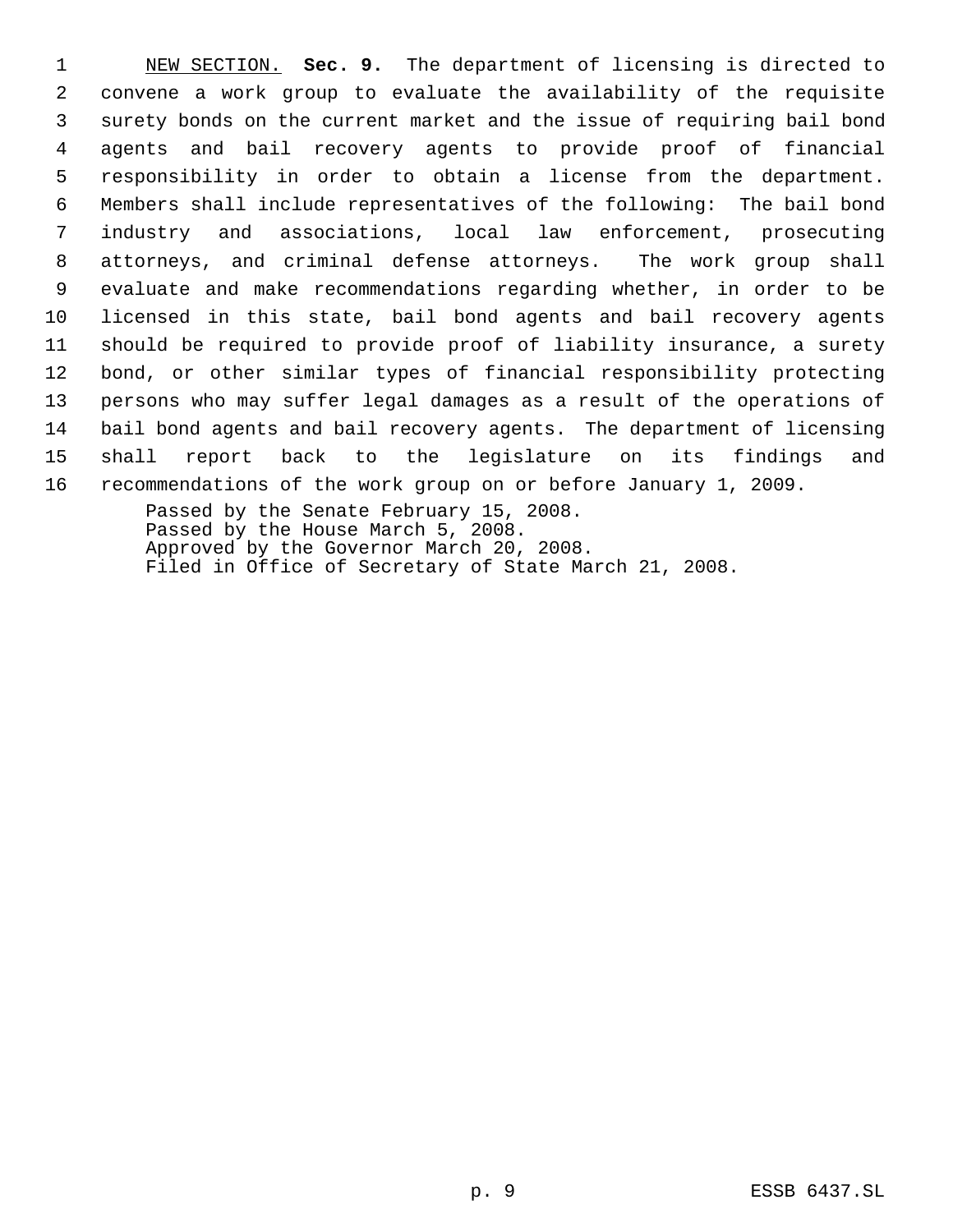NEW SECTION. **Sec. 9.** The department of licensing is directed to convene a work group to evaluate the availability of the requisite surety bonds on the current market and the issue of requiring bail bond agents and bail recovery agents to provide proof of financial responsibility in order to obtain a license from the department. Members shall include representatives of the following: The bail bond industry and associations, local law enforcement, prosecuting attorneys, and criminal defense attorneys. The work group shall evaluate and make recommendations regarding whether, in order to be licensed in this state, bail bond agents and bail recovery agents should be required to provide proof of liability insurance, a surety bond, or other similar types of financial responsibility protecting persons who may suffer legal damages as a result of the operations of bail bond agents and bail recovery agents. The department of licensing shall report back to the legislature on its findings and recommendations of the work group on or before January 1, 2009.

Passed by the Senate February 15, 2008.
Passed by the House March 5, 2008.
Approved by the Governor March 20, 2008.
Filed in Office of Secretary of State March 21, 2008.